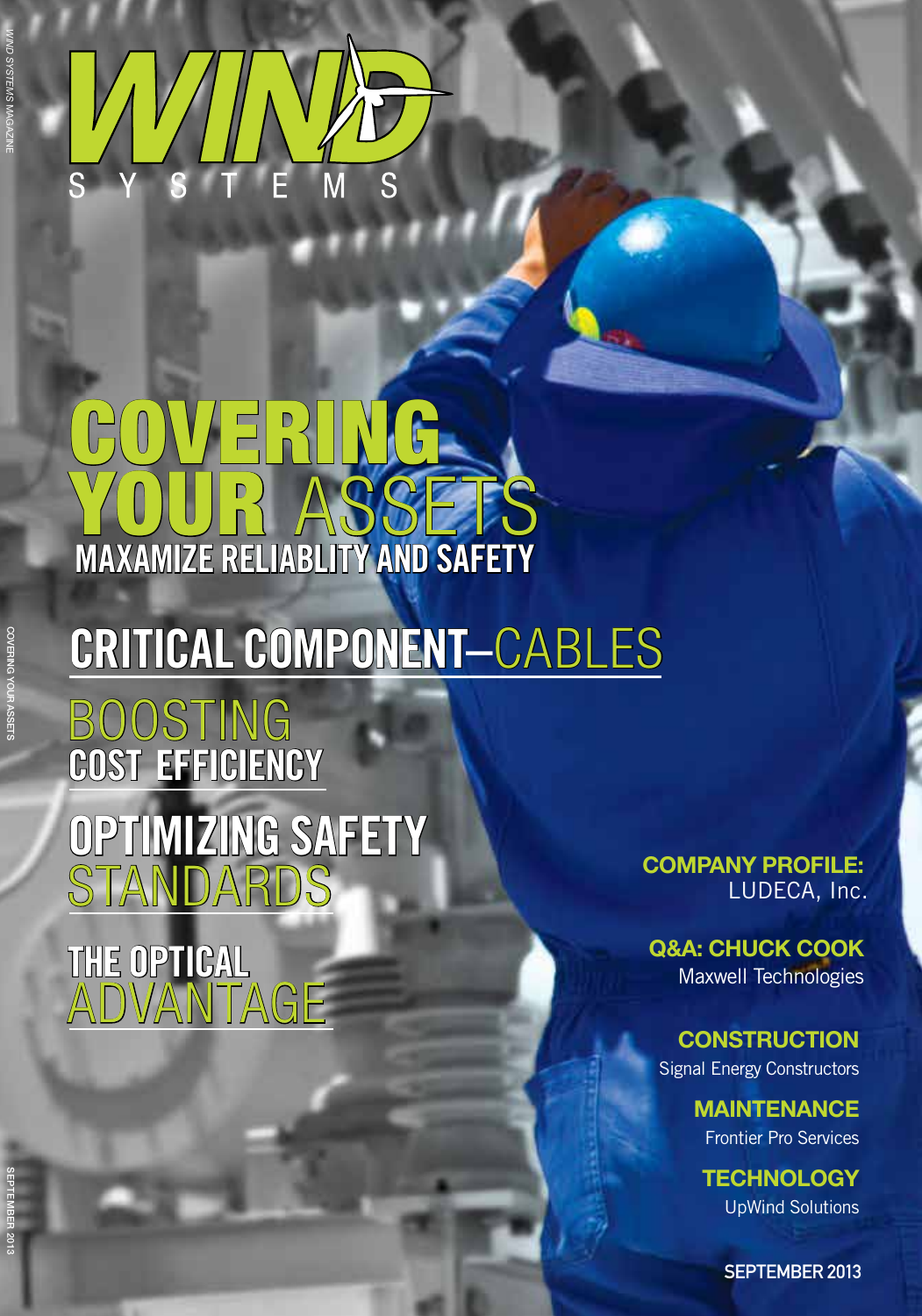# WIND SYSTEMS

# COVERING YOUR ASSETS

## MAXAMIZE RELIABLITY AND SAFETY

## CRITICAL COMPONENT—CABLES

## BOOSTING COST EFFICIENCY

## OPTIMIZING SAFETY STANDARDS

## THE OPTICAL ADVANTAGE

**COMPANY PROFILE:**
LUDECA, Inc.

**Q&A: CHUCK COOK**
Maxwell Technologies

**CONSTRUCTION**
Signal Energy Constructors

**MAINTENANCE**
Frontier Pro Services

**TECHNOLOGY**
UpWind Solutions

**SEPTEMBER 2013**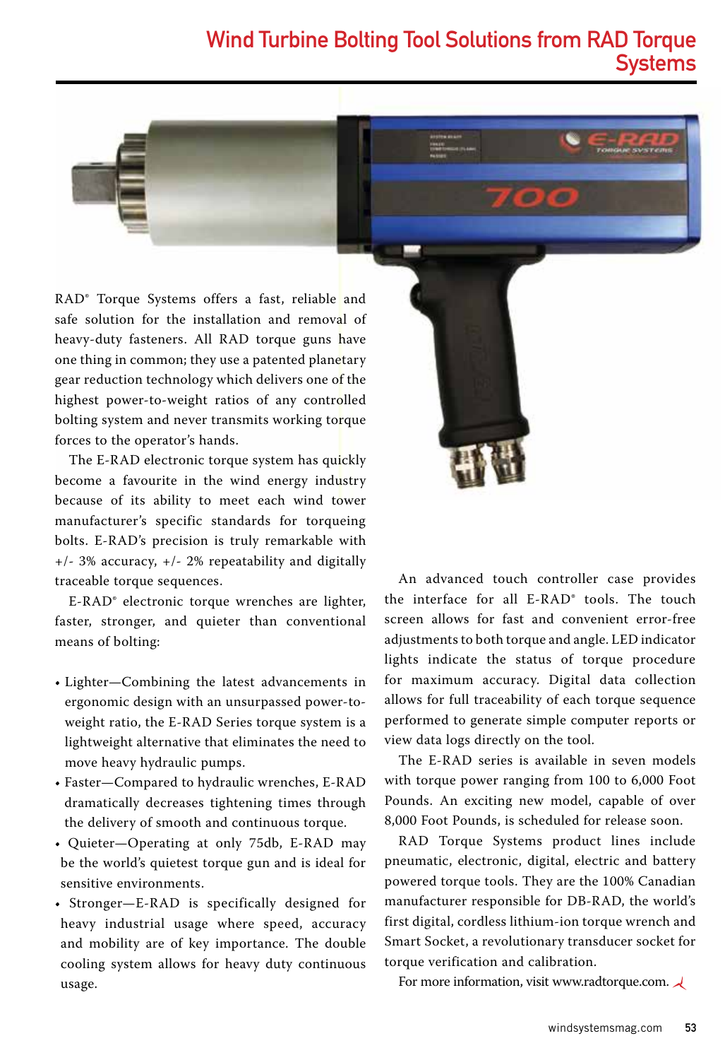# Wind Turbine Bolting Tool Solutions from RAD Torque Systems

RAD® Torque Systems offers a fast, reliable and safe solution for the installation and removal of heavy-duty fasteners. All RAD torque guns have one thing in common; they use a patented planetary gear reduction technology which delivers one of the highest power-to-weight ratios of any controlled bolting system and never transmits working torque forces to the operator's hands.

The E-RAD electronic torque system has quickly become a favourite in the wind energy industry because of its ability to meet each wind tower manufacturer's specific standards for torqueing bolts. E-RAD's precision is truly remarkable with +/- 3% accuracy, +/- 2% repeatability and digitally traceable torque sequences.

E-RAD® electronic torque wrenches are lighter, faster, stronger, and quieter than conventional means of bolting:

- Lighter—Combining the latest advancements in ergonomic design with an unsurpassed power-to-weight ratio, the E-RAD Series torque system is a lightweight alternative that eliminates the need to move heavy hydraulic pumps.
- Faster—Compared to hydraulic wrenches, E-RAD dramatically decreases tightening times through the delivery of smooth and continuous torque.
- Quieter—Operating at only 75db, E-RAD may be the world's quietest torque gun and is ideal for sensitive environments.
- Stronger—E-RAD is specifically designed for heavy industrial usage where speed, accuracy and mobility are of key importance. The double cooling system allows for heavy duty continuous usage.

An advanced touch controller case provides the interface for all E-RAD® tools. The touch screen allows for fast and convenient error-free adjustments to both torque and angle. LED indicator lights indicate the status of torque procedure for maximum accuracy. Digital data collection allows for full traceability of each torque sequence performed to generate simple computer reports or view data logs directly on the tool.

The E-RAD series is available in seven models with torque power ranging from 100 to 6,000 Foot Pounds. An exciting new model, capable of over 8,000 Foot Pounds, is scheduled for release soon.

RAD Torque Systems product lines include pneumatic, electronic, digital, electric and battery powered torque tools. They are the 100% Canadian manufacturer responsible for DB-RAD, the world's first digital, cordless lithium-ion torque wrench and Smart Socket, a revolutionary transducer socket for torque verification and calibration.

For more information, visit www.radtorque.com.